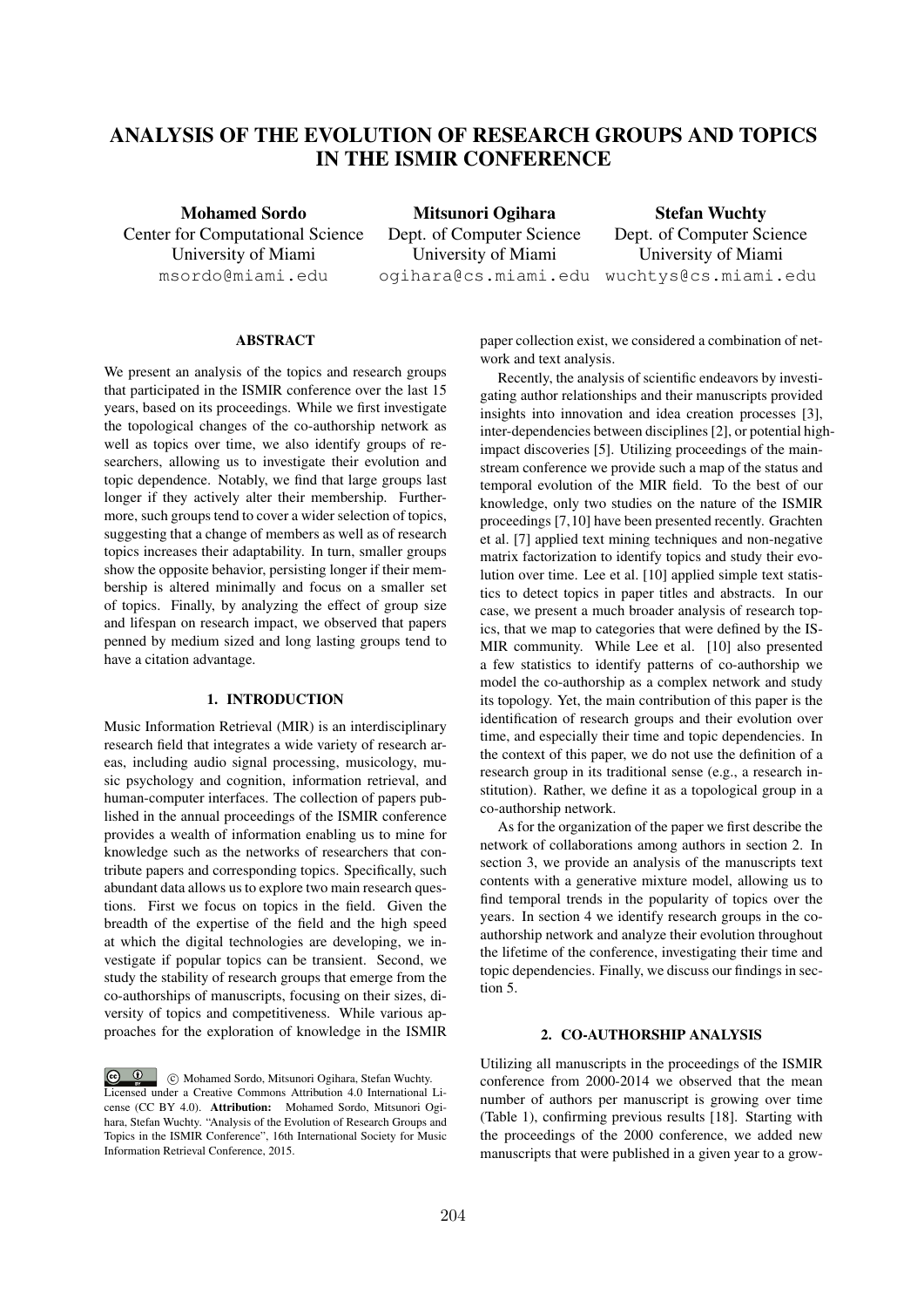# ANALYSIS OF THE EVOLUTION OF RESEARCH GROUPS AND TOPICS IN THE ISMIR CONFERENCE

**Mohamed Sordo**
Center for Computational Science
University of Miami
msordo@miami.edu

**Mitsunori Ogihara**
Dept. of Computer Science
University of Miami
ogihara@cs.miami.edu

**Stefan Wuchty**
Dept. of Computer Science
University of Miami
wuchtys@cs.miami.edu

## ABSTRACT

We present an analysis of the topics and research groups that participated in the ISMIR conference over the last 15 years, based on its proceedings. While we first investigate the topological changes of the co-authorship network as well as topics over time, we also identify groups of researchers, allowing us to investigate their evolution and topic dependence. Notably, we find that large groups last longer if they actively alter their membership. Furthermore, such groups tend to cover a wider selection of topics, suggesting that a change of members as well as of research topics increases their adaptability. In turn, smaller groups show the opposite behavior, persisting longer if their membership is altered minimally and focus on a smaller set of topics. Finally, by analyzing the effect of group size and lifespan on research impact, we observed that papers penned by medium sized and long lasting groups tend to have a citation advantage.

## 1. INTRODUCTION

Music Information Retrieval (MIR) is an interdisciplinary research field that integrates a wide variety of research areas, including audio signal processing, musicology, music psychology and cognition, information retrieval, and human-computer interfaces. The collection of papers published in the annual proceedings of the ISMIR conference provides a wealth of information enabling us to mine for knowledge such as the networks of researchers that contribute papers and corresponding topics. Specifically, such abundant data allows us to explore two main research questions. First we focus on topics in the field. Given the breadth of the expertise of the field and the high speed at which the digital technologies are developing, we investigate if popular topics can be transient. Second, we study the stability of research groups that emerge from the co-authorships of manuscripts, focusing on their sizes, diversity of topics and competitiveness. While various approaches for the exploration of knowledge in the ISMIR paper collection exist, we considered a combination of network and text analysis.

Recently, the analysis of scientific endeavors by investigating author relationships and their manuscripts provided insights into innovation and idea creation processes [3], inter-dependencies between disciplines [2], or potential high-impact discoveries [5]. Utilizing proceedings of the mainstream conference we provide such a map of the status and temporal evolution of the MIR field. To the best of our knowledge, only two studies on the nature of the ISMIR proceedings [7,10] have been presented recently. Grachten et al. [7] applied text mining techniques and non-negative matrix factorization to identify topics and study their evolution over time. Lee et al. [10] applied simple text statistics to detect topics in paper titles and abstracts. In our case, we present a much broader analysis of research topics, that we map to categories that were defined by the ISMIR community. While Lee et al. [10] also presented a few statistics to identify patterns of co-authorship we model the co-authorship as a complex network and study its topology. Yet, the main contribution of this paper is the identification of research groups and their evolution over time, and especially their time and topic dependencies. In the context of this paper, we do not use the definition of a research group in its traditional sense (e.g., a research institution). Rather, we define it as a topological group in a co-authorship network.

As for the organization of the paper we first describe the network of collaborations among authors in section 2. In section 3, we provide an analysis of the manuscripts text contents with a generative mixture model, allowing us to find temporal trends in the popularity of topics over the years. In section 4 we identify research groups in the co-authorship network and analyze their evolution throughout the lifetime of the conference, investigating their time and topic dependencies. Finally, we discuss our findings in section 5.

## 2. CO-AUTHORSHIP ANALYSIS

Utilizing all manuscripts in the proceedings of the ISMIR conference from 2000-2014 we observed that the mean number of authors per manuscript is growing over time (Table 1), confirming previous results [18]. Starting with the proceedings of the 2000 conference, we added new manuscripts that were published in a given year to a grow-

© Mohamed Sordo, Mitsunori Ogihara, Stefan Wuchty. Licensed under a Creative Commons Attribution 4.0 International License (CC BY 4.0). **Attribution:** Mohamed Sordo, Mitsunori Ogihara, Stefan Wuchty. "Analysis of the Evolution of Research Groups and Topics in the ISMIR Conference", 16th International Society for Music Information Retrieval Conference, 2015.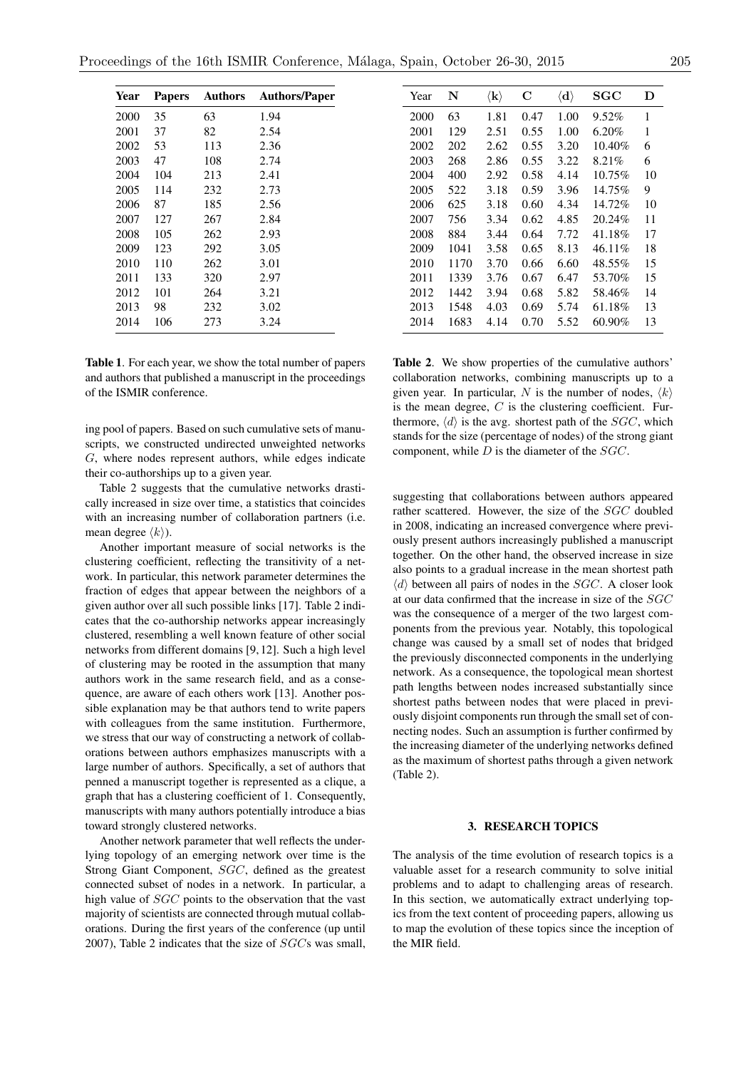| Year | Papers | Authors | Authors/Paper |
|---|---|---|---|
| 2000 | 35 | 63 | 1.94 |
| 2001 | 37 | 82 | 2.54 |
| 2002 | 53 | 113 | 2.36 |
| 2003 | 47 | 108 | 2.74 |
| 2004 | 104 | 213 | 2.41 |
| 2005 | 114 | 232 | 2.73 |
| 2006 | 87 | 185 | 2.56 |
| 2007 | 127 | 267 | 2.84 |
| 2008 | 105 | 262 | 2.93 |
| 2009 | 123 | 292 | 3.05 |
| 2010 | 110 | 262 | 3.01 |
| 2011 | 133 | 320 | 2.97 |
| 2012 | 101 | 264 | 3.21 |
| 2013 | 98 | 232 | 3.02 |
| 2014 | 106 | 273 | 3.24 |

**Table 1**. For each year, we show the total number of papers and authors that published a manuscript in the proceedings of the ISMIR conference.

| Year | N | $\langle k \rangle$ | C | $\langle d \rangle$ | SGC | D |
|---|---|---|---|---|---|---|
| 2000 | 63 | 1.81 | 0.47 | 1.00 | 9.52% | 1 |
| 2001 | 129 | 2.51 | 0.55 | 1.00 | 6.20% | 1 |
| 2002 | 202 | 2.62 | 0.55 | 3.20 | 10.40% | 6 |
| 2003 | 268 | 2.86 | 0.55 | 3.22 | 8.21% | 6 |
| 2004 | 400 | 2.92 | 0.58 | 4.14 | 10.75% | 10 |
| 2005 | 522 | 3.18 | 0.59 | 3.96 | 14.75% | 9 |
| 2006 | 625 | 3.18 | 0.60 | 4.34 | 14.72% | 10 |
| 2007 | 756 | 3.34 | 0.62 | 4.85 | 20.24% | 11 |
| 2008 | 884 | 3.44 | 0.64 | 7.72 | 41.18% | 17 |
| 2009 | 1041 | 3.58 | 0.65 | 8.13 | 46.11% | 18 |
| 2010 | 1170 | 3.70 | 0.66 | 6.60 | 48.55% | 15 |
| 2011 | 1339 | 3.76 | 0.67 | 6.47 | 53.70% | 15 |
| 2012 | 1442 | 3.94 | 0.68 | 5.82 | 58.46% | 14 |
| 2013 | 1548 | 4.03 | 0.69 | 5.74 | 61.18% | 13 |
| 2014 | 1683 | 4.14 | 0.70 | 5.52 | 60.90% | 13 |

**Table 2**. We show properties of the cumulative authors' collaboration networks, combining manuscripts up to a given year. In particular, $N$ is the number of nodes, $\langle k \rangle$ is the mean degree, $C$ is the clustering coefficient. Furthermore, $\langle d \rangle$ is the avg. shortest path of the $SGC$, which stands for the size (percentage of nodes) of the strong giant component, while $D$ is the diameter of the $SGC$.

ing pool of papers. Based on such cumulative sets of manuscripts, we constructed undirected unweighted networks $G$, where nodes represent authors, while edges indicate their co-authorships up to a given year.

Table 2 suggests that the cumulative networks drastically increased in size over time, a statistics that coincides with an increasing number of collaboration partners (i.e. mean degree $\langle k \rangle$).

Another important measure of social networks is the clustering coefficient, reflecting the transitivity of a network. In particular, this network parameter determines the fraction of edges that appear between the neighbors of a given author over all such possible links [17]. Table 2 indicates that the co-authorship networks appear increasingly clustered, resembling a well known feature of other social networks from different domains [9, 12]. Such a high level of clustering may be rooted in the assumption that many authors work in the same research field, and as a consequence, are aware of each others work [13]. Another possible explanation may be that authors tend to write papers with colleagues from the same institution. Furthermore, we stress that our way of constructing a network of collaborations between authors emphasizes manuscripts with a large number of authors. Specifically, a set of authors that penned a manuscript together is represented as a clique, a graph that has a clustering coefficient of 1. Consequently, manuscripts with many authors potentially introduce a bias toward strongly clustered networks.

Another network parameter that well reflects the underlying topology of an emerging network over time is the Strong Giant Component, $SGC$, defined as the greatest connected subset of nodes in a network. In particular, a high value of $SGC$ points to the observation that the vast majority of scientists are connected through mutual collaborations. During the first years of the conference (up until 2007), Table 2 indicates that the size of $SGC$s was small, suggesting that collaborations between authors appeared rather scattered. However, the size of the $SGC$ doubled in 2008, indicating an increased convergence where previously present authors increasingly published a manuscript together. On the other hand, the observed increase in size also points to a gradual increase in the mean shortest path $\langle d \rangle$ between all pairs of nodes in the $SGC$. A closer look at our data confirmed that the increase in size of the $SGC$ was the consequence of a merger of the two largest components from the previous year. Notably, this topological change was caused by a small set of nodes that bridged the previously disconnected components in the underlying network. As a consequence, the topological mean shortest path lengths between nodes increased substantially since shortest paths between nodes that were placed in previously disjoint components run through the small set of connecting nodes. Such an assumption is further confirmed by the increasing diameter of the underlying networks defined as the maximum of shortest paths through a given network (Table 2).

## 3. RESEARCH TOPICS

The analysis of the time evolution of research topics is a valuable asset for a research community to solve initial problems and to adapt to challenging areas of research. In this section, we automatically extract underlying topics from the text content of proceeding papers, allowing us to map the evolution of these topics since the inception of the MIR field.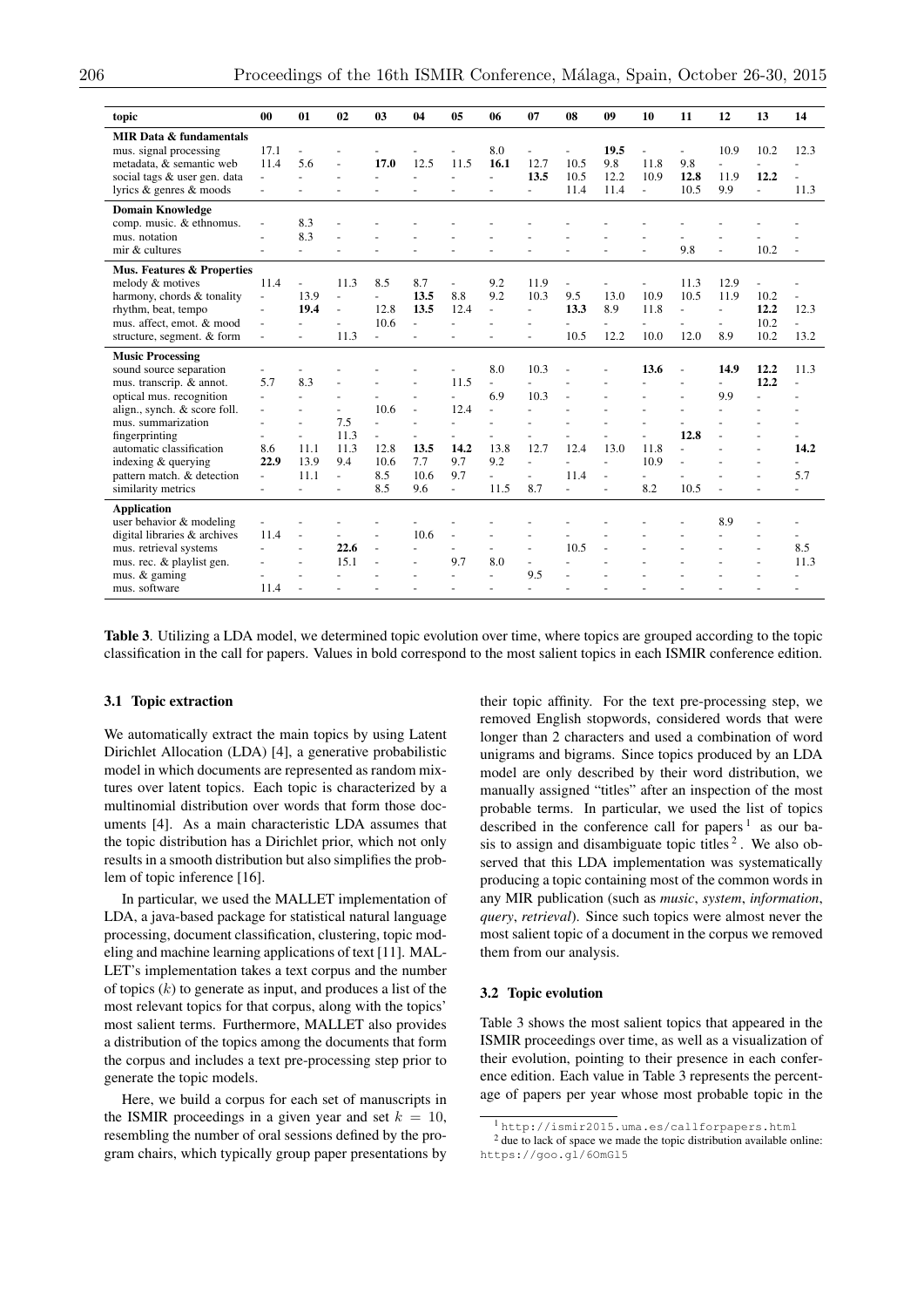| topic | 00 | 01 | 02 | 03 | 04 | 05 | 06 | 07 | 08 | 09 | 10 | 11 | 12 | 13 | 14 |
|---|---|---|---|---|---|---|---|---|---|---|---|---|---|---|---|
| **MIR Data & fundamentals** | | | | | | | | | | | | | | | |
| mus. signal processing | 17.1 | - | - | - | - | - | 8.0 | - | - | **19.5** | - | - | 10.9 | 10.2 | 12.3 |
| metadata, & semantic web | 11.4 | 5.6 | - | **17.0** | 12.5 | 11.5 | **16.1** | 12.7 | 10.5 | 9.8 | 11.8 | 9.8 | - | - | - |
| social tags & user gen. data | - | - | - | - | - | - | - | **13.5** | 10.5 | 12.2 | 10.9 | **12.8** | 11.9 | **12.2** | - |
| lyrics & genres & moods | - | - | - | - | - | - | - | - | 11.4 | 11.4 | - | 10.5 | 9.9 | - | 11.3 |
| **Domain Knowledge** | | | | | | | | | | | | | | | |
| comp. music. & ethnomus. | - | 8.3 | - | - | - | - | - | - | - | - | - | - | - | - | - |
| mus. notation | - | 8.3 | - | - | - | - | - | - | - | - | - | - | - | - | - |
| mir & cultures | - | - | - | - | - | - | - | - | - | - | - | 9.8 | - | 10.2 | - |
| **Mus. Features & Properties** | | | | | | | | | | | | | | | |
| melody & motives | 11.4 | - | 11.3 | 8.5 | 8.7 | - | 9.2 | 11.9 | - | - | - | 11.3 | 12.9 | - | - |
| harmony, chords & tonality | - | 13.9 | - | - | **13.5** | 8.8 | 9.2 | 10.3 | 9.5 | 13.0 | 10.9 | 10.5 | 11.9 | 10.2 | - |
| rhythm, beat, tempo | - | **19.4** | - | 12.8 | **13.5** | 12.4 | - | - | **13.3** | 8.9 | 11.8 | - | - | **12.2** | 12.3 |
| mus. affect, emot. & mood | - | - | - | 10.6 | - | - | - | - | - | - | - | - | - | 10.2 | - |
| structure, segment. & form | - | - | 11.3 | - | - | - | - | - | 10.5 | 12.2 | 10.0 | 12.0 | 8.9 | 10.2 | 13.2 |
| **Music Processing** | | | | | | | | | | | | | | | |
| sound source separation | - | - | - | - | - | - | 8.0 | 10.3 | - | - | **13.6** | - | **14.9** | **12.2** | 11.3 |
| mus. transcrip. & annot. | 5.7 | 8.3 | - | - | - | 11.5 | - | - | - | - | - | - | - | **12.2** | - |
| optical mus. recognition | - | - | - | - | - | - | 6.9 | 10.3 | - | - | - | - | 9.9 | - | - |
| align., synch. & score foll. | - | - | - | 10.6 | - | 12.4 | - | - | - | - | - | - | - | - | - |
| mus. summarization | - | - | 7.5 | - | - | - | - | - | - | - | - | - | - | - | - |
| fingerprinting | - | - | 11.3 | - | - | - | - | - | - | - | - | **12.8** | - | - | - |
| automatic classification | 8.6 | 11.1 | 11.3 | 12.8 | **13.5** | **14.2** | 13.8 | 12.7 | 12.4 | 13.0 | 11.8 | - | - | - | **14.2** |
| indexing & querying | **22.9** | 13.9 | 9.4 | 10.6 | 7.7 | 9.7 | 9.2 | - | - | - | 10.9 | - | - | - | - |
| pattern match. & detection | - | 11.1 | - | 8.5 | 10.6 | 9.7 | - | - | 11.4 | - | - | - | - | - | 5.7 |
| similarity metrics | - | - | - | 8.5 | 9.6 | - | 11.5 | 8.7 | - | - | 8.2 | 10.5 | - | - | - |
| **Application** | | | | | | | | | | | | | | | |
| user behavior & modeling | - | - | - | - | - | - | - | - | - | - | - | - | 8.9 | - | - |
| digital libraries & archives | 11.4 | - | - | - | 10.6 | - | - | - | - | - | - | - | - | - | - |
| mus. retrieval systems | - | - | 22.6 | - | - | - | - | - | 10.5 | - | - | - | - | - | 8.5 |
| mus. rec. & playlist gen. | - | - | 15.1 | - | - | 9.7 | 8.0 | - | - | - | - | - | - | - | 11.3 |
| mus. & gaming | - | - | - | - | - | - | - | 9.5 | - | - | - | - | - | - | - |
| mus. software | 11.4 | - | - | - | - | - | - | - | - | - | - | - | - | - | - |

**Table 3**. Utilizing a LDA model, we determined topic evolution over time, where topics are grouped according to the topic classification in the call for papers. Values in bold correspond to the most salient topics in each ISMIR conference edition.

### 3.1 Topic extraction

We automatically extract the main topics by using Latent Dirichlet Allocation (LDA) [4], a generative probabilistic model in which documents are represented as random mixtures over latent topics. Each topic is characterized by a multinomial distribution over words that form those documents [4]. As a main characteristic LDA assumes that the topic distribution has a Dirichlet prior, which not only results in a smooth distribution but also simplifies the problem of topic inference [16].

In particular, we used the MALLET implementation of LDA, a java-based package for statistical natural language processing, document classification, clustering, topic modeling and machine learning applications of text [11]. MALLET's implementation takes a text corpus and the number of topics ($k$) to generate as input, and produces a list of the most relevant topics for that corpus, along with the topics' most salient terms. Furthermore, MALLET also provides a distribution of the topics among the documents that form the corpus and includes a text pre-processing step prior to generate the topic models.

Here, we build a corpus for each set of manuscripts in the ISMIR proceedings in a given year and set $k = 10$, resembling the number of oral sessions defined by the program chairs, which typically group paper presentations by their topic affinity. For the text pre-processing step, we removed English stopwords, considered words that were longer than 2 characters and used a combination of word unigrams and bigrams. Since topics produced by an LDA model are only described by their word distribution, we manually assigned "titles" after an inspection of the most probable terms. In particular, we used the list of topics described in the conference call for papers [1] as our basis to assign and disambiguate topic titles [2]. We also observed that this LDA implementation was systematically producing a topic containing most of the common words in any MIR publication (such as *music*, *system*, *information*, *query*, *retrieval*). Since such topics were almost never the most salient topic of a document in the corpus we removed them from our analysis.

### 3.2 Topic evolution

Table 3 shows the most salient topics that appeared in the ISMIR proceedings over time, as well as a visualization of their evolution, pointing to their presence in each conference edition. Each value in Table 3 represents the percentage of papers per year whose most probable topic in the

[1] http://ismir2015.uma.es/callforpapers.html

[2] due to lack of space we made the topic distribution available online: https://goo.gl/6OmGl5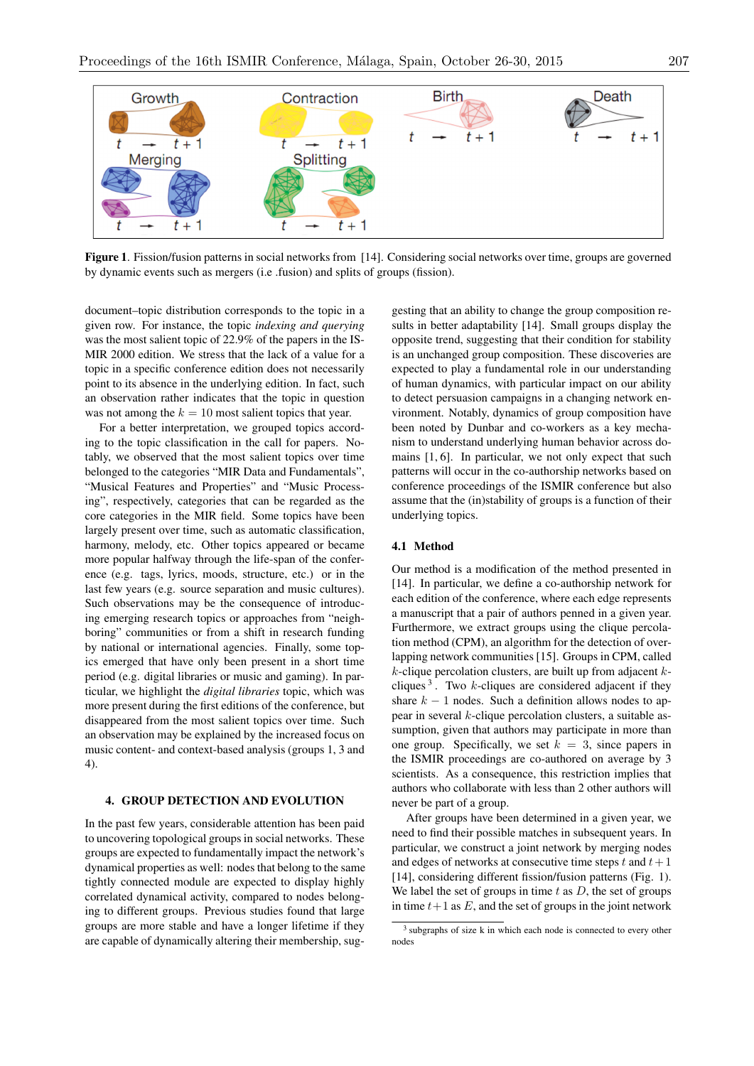Figure 1. Fission/fusion patterns in social networks from [14]. Considering social networks over time, groups are governed by dynamic events such as mergers (i.e .fusion) and splits of groups (fission).

document–topic distribution corresponds to the topic in a given row. For instance, the topic *indexing and querying* was the most salient topic of 22.9% of the papers in the ISMIR 2000 edition. We stress that the lack of a value for a topic in a specific conference edition does not necessarily point to its absence in the underlying edition. In fact, such an observation rather indicates that the topic in question was not among the $k = 10$ most salient topics that year.

For a better interpretation, we grouped topics according to the topic classification in the call for papers. Notably, we observed that the most salient topics over time belonged to the categories "MIR Data and Fundamentals", "Musical Features and Properties" and "Music Processing", respectively, categories that can be regarded as the core categories in the MIR field. Some topics have been largely present over time, such as automatic classification, harmony, melody, etc. Other topics appeared or became more popular halfway through the life-span of the conference (e.g. tags, lyrics, moods, structure, etc.) or in the last few years (e.g. source separation and music cultures). Such observations may be the consequence of introducing emerging research topics or approaches from "neighboring" communities or from a shift in research funding by national or international agencies. Finally, some topics emerged that have only been present in a short time period (e.g. digital libraries or music and gaming). In particular, we highlight the *digital libraries* topic, which was more present during the first editions of the conference, but disappeared from the most salient topics over time. Such an observation may be explained by the increased focus on music content- and context-based analysis (groups 1, 3 and 4).

## 4. GROUP DETECTION AND EVOLUTION

In the past few years, considerable attention has been paid to uncovering topological groups in social networks. These groups are expected to fundamentally impact the network's dynamical properties as well: nodes that belong to the same tightly connected module are expected to display highly correlated dynamical activity, compared to nodes belonging to different groups. Previous studies found that large groups are more stable and have a longer lifetime if they are capable of dynamically altering their membership, suggesting that an ability to change the group composition results in better adaptability [14]. Small groups display the opposite trend, suggesting that their condition for stability is an unchanged group composition. These discoveries are expected to play a fundamental role in our understanding of human dynamics, with particular impact on our ability to detect persuasion campaigns in a changing network environment. Notably, dynamics of group composition have been noted by Dunbar and co-workers as a key mechanism to understand underlying human behavior across domains [1, 6]. In particular, we not only expect that such patterns will occur in the co-authorship networks based on conference proceedings of the ISMIR conference but also assume that the (in)stability of groups is a function of their underlying topics.

### 4.1 Method

Our method is a modification of the method presented in [14]. In particular, we define a co-authorship network for each edition of the conference, where each edge represents a manuscript that a pair of authors penned in a given year. Furthermore, we extract groups using the clique percolation method (CPM), an algorithm for the detection of overlapping network communities [15]. Groups in CPM, called $k$-clique percolation clusters, are built up from adjacent $k$-cliques [3]. Two $k$-cliques are considered adjacent if they share $k - 1$ nodes. Such a definition allows nodes to appear in several $k$-clique percolation clusters, a suitable assumption, given that authors may participate in more than one group. Specifically, we set $k = 3$, since papers in the ISMIR proceedings are co-authored on average by 3 scientists. As a consequence, this restriction implies that authors who collaborate with less than 2 other authors will never be part of a group.

After groups have been determined in a given year, we need to find their possible matches in subsequent years. In particular, we construct a joint network by merging nodes and edges of networks at consecutive time steps $t$ and $t+1$ [14], considering different fission/fusion patterns (Fig. 1). We label the set of groups in time $t$ as $D$, the set of groups in time $t+1$ as $E$, and the set of groups in the joint network

[3] subgraphs of size k in which each node is connected to every other nodes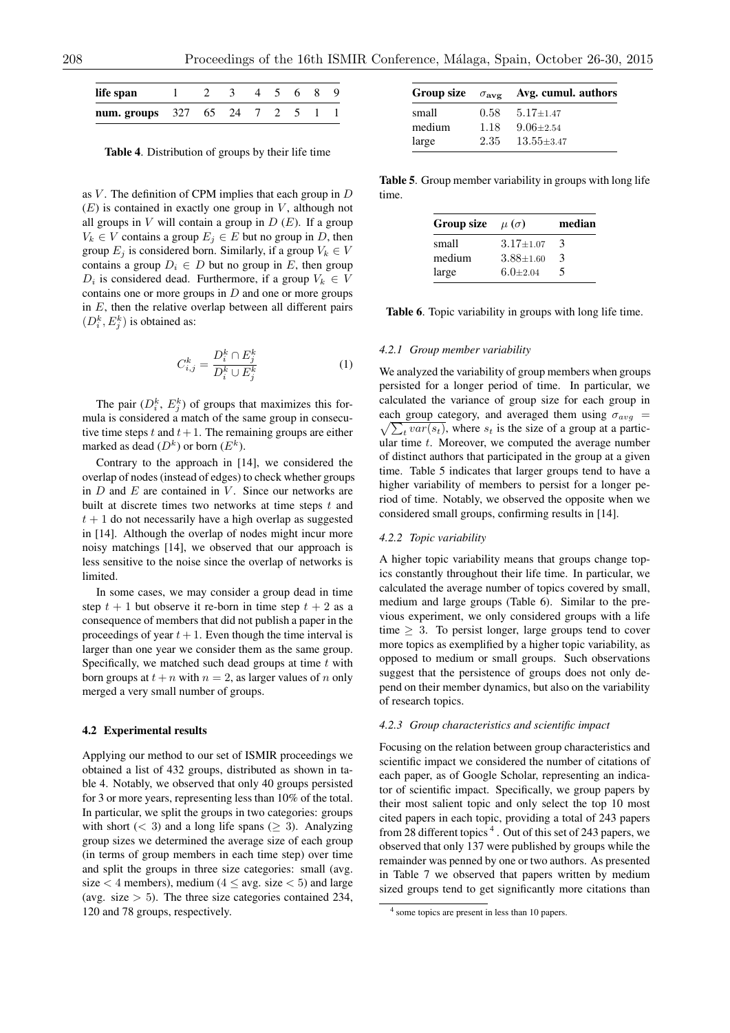| life span | 1 | 2 | 3 | 4 | 5 | 6 | 8 | 9 |
|---|---|---|---|---|---|---|---|---|
| num. groups | 327 | 65 | 24 | 7 | 2 | 5 | 1 | 1 |

**Table 4**. Distribution of groups by their life time

as $V$. The definition of CPM implies that each group in $D$ ($E$) is contained in exactly one group in $V$, although not all groups in $V$ will contain a group in $D$ ($E$). If a group $V_k \in V$ contains a group $E_j \in E$ but no group in $D$, then group $E_j$ is considered born. Similarly, if a group $V_k \in V$ contains a group $D_i \in D$ but no group in $E$, then group $D_i$ is considered dead. Furthermore, if a group $V_k \in V$ contains one or more groups in $D$ and one or more groups in $E$, then the relative overlap between all different pairs $(D_i^k, E_j^k)$ is obtained as:

$$C_{i,j}^k = \frac{D_i^k \cap E_j^k}{D_i^k \cup E_j^k} \tag{1}$$

The pair $(D_i^k, E_j^k)$ of groups that maximizes this formula is considered a match of the same group in consecutive time steps $t$ and $t+1$. The remaining groups are either marked as dead ($D^k$) or born ($E^k$).

Contrary to the approach in [14], we considered the overlap of nodes (instead of edges) to check whether groups in $D$ and $E$ are contained in $V$. Since our networks are built at discrete times two networks at time steps $t$ and $t+1$ do not necessarily have a high overlap as suggested in [14]. Although the overlap of nodes might incur more noisy matchings [14], we observed that our approach is less sensitive to the noise since the overlap of networks is limited.

In some cases, we may consider a group dead in time step $t+1$ but observe it re-born in time step $t+2$ as a consequence of members that did not publish a paper in the proceedings of year $t+1$. Even though the time interval is larger than one year we consider them as the same group. Specifically, we matched such dead groups at time $t$ with born groups at $t+n$ with $n = 2$, as larger values of $n$ only merged a very small number of groups.

### 4.2 Experimental results

Applying our method to our set of ISMIR proceedings we obtained a list of 432 groups, distributed as shown in table 4. Notably, we observed that only 40 groups persisted for 3 or more years, representing less than 10% of the total. In particular, we split the groups in two categories: groups with short ($< 3$) and a long life spans ($\geq 3$). Analyzing group sizes we determined the average size of each group (in terms of group members in each time step) over time and split the groups in three size categories: small (avg. size $< 4$ members), medium ($4 \leq$ avg. size $< 5$) and large (avg. size $> 5$). The three size categories contained 234, 120 and 78 groups, respectively.

| Group size | $\sigma_{avg}$ | Avg. cumul. authors |
|---|---|---|
| small | 0.58 | $5.17 \pm 1.47$ |
| medium | 1.18 | $9.06 \pm 2.54$ |
| large | 2.35 | $13.55 \pm 3.47$ |

**Table 5**. Group member variability in groups with long life time.

| Group size | $\mu$ ($\sigma$) | median |
|---|---|---|
| small | $3.17 \pm 1.07$ | 3 |
| medium | $3.88 \pm 1.60$ | 3 |
| large | $6.0 \pm 2.04$ | 5 |

**Table 6**. Topic variability in groups with long life time.

#### 4.2.1 Group member variability

We analyzed the variability of group members when groups persisted for a longer period of time. In particular, we calculated the variance of group size for each group in each group category, and averaged them using $\sigma_{avg} = \sqrt{\sum_t var(s_t)}$, where $s_t$ is the size of a group at a particular time $t$. Moreover, we computed the average number of distinct authors that participated in the group at a given time. Table 5 indicates that larger groups tend to have a higher variability of members to persist for a longer period of time. Notably, we observed the opposite when we considered small groups, confirming results in [14].

#### 4.2.2 Topic variability

A higher topic variability means that groups change topics constantly throughout their life time. In particular, we calculated the average number of topics covered by small, medium and large groups (Table 6). Similar to the previous experiment, we only considered groups with a life time $\geq 3$. To persist longer, large groups tend to cover more topics as exemplified by a higher topic variability, as opposed to medium or small groups. Such observations suggest that the persistence of groups does not only depend on their member dynamics, but also on the variability of research topics.

#### 4.2.3 Group characteristics and scientific impact

Focusing on the relation between group characteristics and scientific impact we considered the number of citations of each paper, as of Google Scholar, representing an indicator of scientific impact. Specifically, we group papers by their most salient topic and only select the top 10 most cited papers in each topic, providing a total of 243 papers from 28 different topics [4]. Out of this set of 243 papers, we observed that only 137 were published by groups while the remainder was penned by one or two authors. As presented in Table 7 we observed that papers written by medium sized groups tend to get significantly more citations than

[4] some topics are present in less than 10 papers.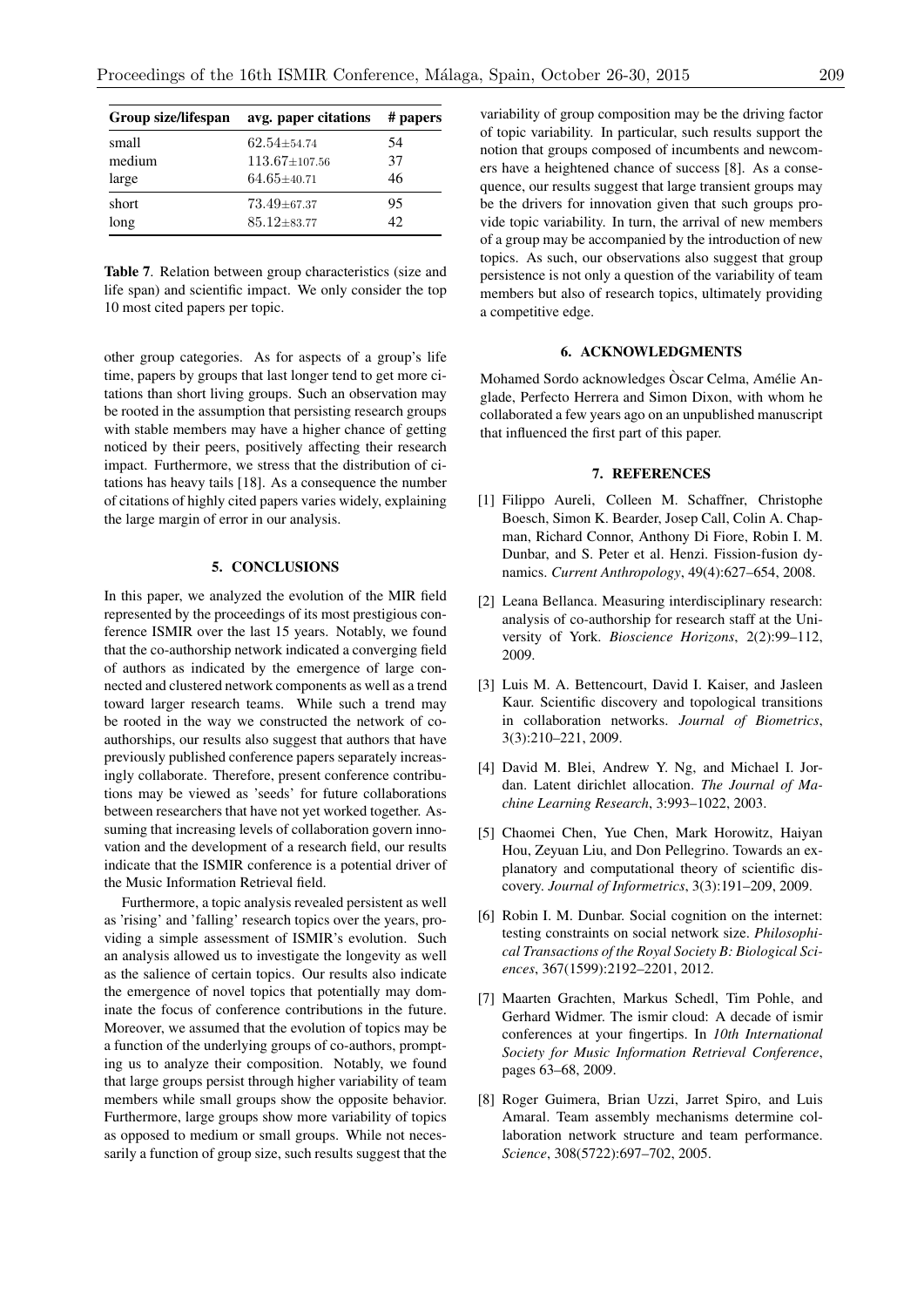| Group size/lifespan | avg. paper citations | # papers |
|---|---|---|
| small | $62.54 \pm 54.74$ | 54 |
| medium | $113.67 \pm 107.56$ | 37 |
| large | $64.65 \pm 40.71$ | 46 |
| short | $73.49 \pm 67.37$ | 95 |
| long | $85.12 \pm 83.77$ | 42 |

**Table 7**. Relation between group characteristics (size and life span) and scientific impact. We only consider the top 10 most cited papers per topic.

other group categories. As for aspects of a group's life time, papers by groups that last longer tend to get more citations than short living groups. Such an observation may be rooted in the assumption that persisting research groups with stable members may have a higher chance of getting noticed by their peers, positively affecting their research impact. Furthermore, we stress that the distribution of citations has heavy tails [18]. As a consequence the number of citations of highly cited papers varies widely, explaining the large margin of error in our analysis.

## 5. CONCLUSIONS

In this paper, we analyzed the evolution of the MIR field represented by the proceedings of its most prestigious conference ISMIR over the last 15 years. Notably, we found that the co-authorship network indicated a converging field of authors as indicated by the emergence of large connected and clustered network components as well as a trend toward larger research teams. While such a trend may be rooted in the way we constructed the network of co-authorships, our results also suggest that authors that have previously published conference papers separately increasingly collaborate. Therefore, present conference contributions may be viewed as 'seeds' for future collaborations between researchers that have not yet worked together. Assuming that increasing levels of collaboration govern innovation and the development of a research field, our results indicate that the ISMIR conference is a potential driver of the Music Information Retrieval field.

Furthermore, a topic analysis revealed persistent as well as 'rising' and 'falling' research topics over the years, providing a simple assessment of ISMIR's evolution. Such an analysis allowed us to investigate the longevity as well as the salience of certain topics. Our results also indicate the emergence of novel topics that potentially may dominate the focus of conference contributions in the future. Moreover, we assumed that the evolution of topics may be a function of the underlying groups of co-authors, prompting us to analyze their composition. Notably, we found that large groups persist through higher variability of team members while small groups show the opposite behavior. Furthermore, large groups show more variability of topics as opposed to medium or small groups. While not necessarily a function of group size, such results suggest that the variability of group composition may be the driving factor of topic variability. In particular, such results support the notion that groups composed of incumbents and newcomers have a heightened chance of success [8]. As a consequence, our results suggest that large transient groups may be the drivers for innovation given that such groups provide topic variability. In turn, the arrival of new members of a group may be accompanied by the introduction of new topics. As such, our observations also suggest that group persistence is not only a question of the variability of team members but also of research topics, ultimately providing a competitive edge.

## 6. ACKNOWLEDGMENTS

Mohamed Sordo acknowledges Òscar Celma, Amélie Anglade, Perfecto Herrera and Simon Dixon, with whom he collaborated a few years ago on an unpublished manuscript that influenced the first part of this paper.

## 7. REFERENCES

[1] Filippo Aureli, Colleen M. Schaffner, Christophe Boesch, Simon K. Bearder, Josep Call, Colin A. Chapman, Richard Connor, Anthony Di Fiore, Robin I. M. Dunbar, and S. Peter et al. Henzi. Fission-fusion dynamics. *Current Anthropology*, 49(4):627–654, 2008.

[2] Leana Bellanca. Measuring interdisciplinary research: analysis of co-authorship for research staff at the University of York. *Bioscience Horizons*, 2(2):99–112, 2009.

[3] Luis M. A. Bettencourt, David I. Kaiser, and Jasleen Kaur. Scientific discovery and topological transitions in collaboration networks. *Journal of Biometrics*, 3(3):210–221, 2009.

[4] David M. Blei, Andrew Y. Ng, and Michael I. Jordan. Latent dirichlet allocation. *The Journal of Machine Learning Research*, 3:993–1022, 2003.

[5] Chaomei Chen, Yue Chen, Mark Horowitz, Haiyan Hou, Zeyuan Liu, and Don Pellegrino. Towards an explanatory and computational theory of scientific discovery. *Journal of Informetrics*, 3(3):191–209, 2009.

[6] Robin I. M. Dunbar. Social cognition on the internet: testing constraints on social network size. *Philosophical Transactions of the Royal Society B: Biological Sciences*, 367(1599):2192–2201, 2012.

[7] Maarten Grachten, Markus Schedl, Tim Pohle, and Gerhard Widmer. The ismir cloud: A decade of ismir conferences at your fingertips. In *10th International Society for Music Information Retrieval Conference*, pages 63–68, 2009.

[8] Roger Guimera, Brian Uzzi, Jarret Spiro, and Luis Amaral. Team assembly mechanisms determine collaboration network structure and team performance. *Science*, 308(5722):697–702, 2005.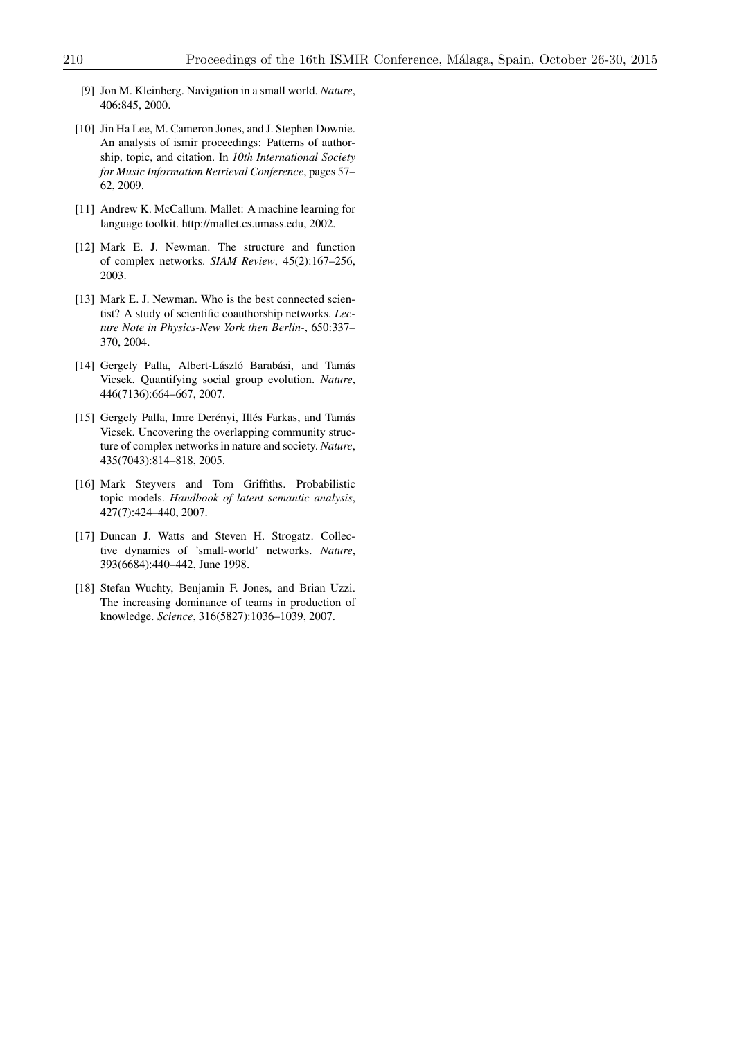[9] Jon M. Kleinberg. Navigation in a small world. *Nature*, 406:845, 2000.

[10] Jin Ha Lee, M. Cameron Jones, and J. Stephen Downie. An analysis of ismir proceedings: Patterns of authorship, topic, and citation. In *10th International Society for Music Information Retrieval Conference*, pages 57–62, 2009.

[11] Andrew K. McCallum. Mallet: A machine learning for language toolkit. http://mallet.cs.umass.edu, 2002.

[12] Mark E. J. Newman. The structure and function of complex networks. *SIAM Review*, 45(2):167–256, 2003.

[13] Mark E. J. Newman. Who is the best connected scientist? A study of scientific coauthorship networks. *Lecture Note in Physics-New York then Berlin-*, 650:337–370, 2004.

[14] Gergely Palla, Albert-László Barabási, and Tamás Vicsek. Quantifying social group evolution. *Nature*, 446(7136):664–667, 2007.

[15] Gergely Palla, Imre Derényi, Illés Farkas, and Tamás Vicsek. Uncovering the overlapping community structure of complex networks in nature and society. *Nature*, 435(7043):814–818, 2005.

[16] Mark Steyvers and Tom Griffiths. Probabilistic topic models. *Handbook of latent semantic analysis*, 427(7):424–440, 2007.

[17] Duncan J. Watts and Steven H. Strogatz. Collective dynamics of 'small-world' networks. *Nature*, 393(6684):440–442, June 1998.

[18] Stefan Wuchty, Benjamin F. Jones, and Brian Uzzi. The increasing dominance of teams in production of knowledge. *Science*, 316(5827):1036–1039, 2007.